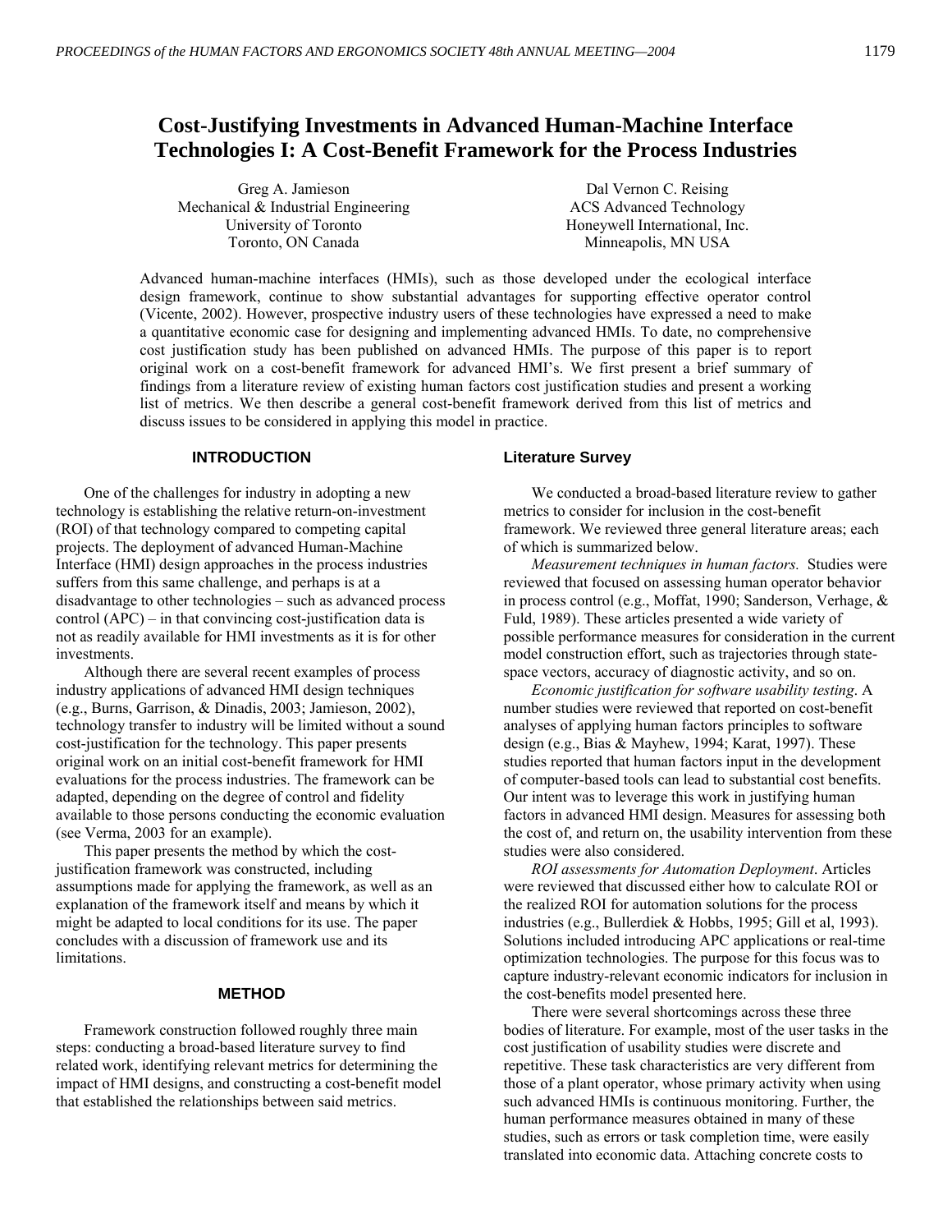# Cost-Justifying Investments in Advanced Human-Machine Interface Technologies I: A Cost-Benefit Framework for the Process Industries

Greg A. Jamieson
Mechanical & Industrial Engineering
University of Toronto
Toronto, ON Canada

Dal Vernon C. Reising
ACS Advanced Technology
Honeywell International, Inc.
Minneapolis, MN USA

Advanced human-machine interfaces (HMIs), such as those developed under the ecological interface design framework, continue to show substantial advantages for supporting effective operator control (Vicente, 2002). However, prospective industry users of these technologies have expressed a need to make a quantitative economic case for designing and implementing advanced HMIs. To date, no comprehensive cost justification study has been published on advanced HMIs. The purpose of this paper is to report original work on a cost-benefit framework for advanced HMI's. We first present a brief summary of findings from a literature review of existing human factors cost justification studies and present a working list of metrics. We then describe a general cost-benefit framework derived from this list of metrics and discuss issues to be considered in applying this model in practice.

## INTRODUCTION

One of the challenges for industry in adopting a new technology is establishing the relative return-on-investment (ROI) of that technology compared to competing capital projects. The deployment of advanced Human-Machine Interface (HMI) design approaches in the process industries suffers from this same challenge, and perhaps is at a disadvantage to other technologies – such as advanced process control (APC) – in that convincing cost-justification data is not as readily available for HMI investments as it is for other investments.

Although there are several recent examples of process industry applications of advanced HMI design techniques (e.g., Burns, Garrison, & Dinadis, 2003; Jamieson, 2002), technology transfer to industry will be limited without a sound cost-justification for the technology. This paper presents original work on an initial cost-benefit framework for HMI evaluations for the process industries. The framework can be adapted, depending on the degree of control and fidelity available to those persons conducting the economic evaluation (see Verma, 2003 for an example).

This paper presents the method by which the cost-justification framework was constructed, including assumptions made for applying the framework, as well as an explanation of the framework itself and means by which it might be adapted to local conditions for its use. The paper concludes with a discussion of framework use and its limitations.

## METHOD

Framework construction followed roughly three main steps: conducting a broad-based literature survey to find related work, identifying relevant metrics for determining the impact of HMI designs, and constructing a cost-benefit model that established the relationships between said metrics.

### Literature Survey

We conducted a broad-based literature review to gather metrics to consider for inclusion in the cost-benefit framework. We reviewed three general literature areas; each of which is summarized below.

*Measurement techniques in human factors.* Studies were reviewed that focused on assessing human operator behavior in process control (e.g., Moffat, 1990; Sanderson, Verhage, & Fuld, 1989). These articles presented a wide variety of possible performance measures for consideration in the current model construction effort, such as trajectories through state-space vectors, accuracy of diagnostic activity, and so on.

*Economic justification for software usability testing*. A number studies were reviewed that reported on cost-benefit analyses of applying human factors principles to software design (e.g., Bias & Mayhew, 1994; Karat, 1997). These studies reported that human factors input in the development of computer-based tools can lead to substantial cost benefits. Our intent was to leverage this work in justifying human factors in advanced HMI design. Measures for assessing both the cost of, and return on, the usability intervention from these studies were also considered.

*ROI assessments for Automation Deployment*. Articles were reviewed that discussed either how to calculate ROI or the realized ROI for automation solutions for the process industries (e.g., Bullerdiek & Hobbs, 1995; Gill et al, 1993). Solutions included introducing APC applications or real-time optimization technologies. The purpose for this focus was to capture industry-relevant economic indicators for inclusion in the cost-benefits model presented here.

There were several shortcomings across these three bodies of literature. For example, most of the user tasks in the cost justification of usability studies were discrete and repetitive. These task characteristics are very different from those of a plant operator, whose primary activity when using such advanced HMIs is continuous monitoring. Further, the human performance measures obtained in many of these studies, such as errors or task completion time, were easily translated into economic data. Attaching concrete costs to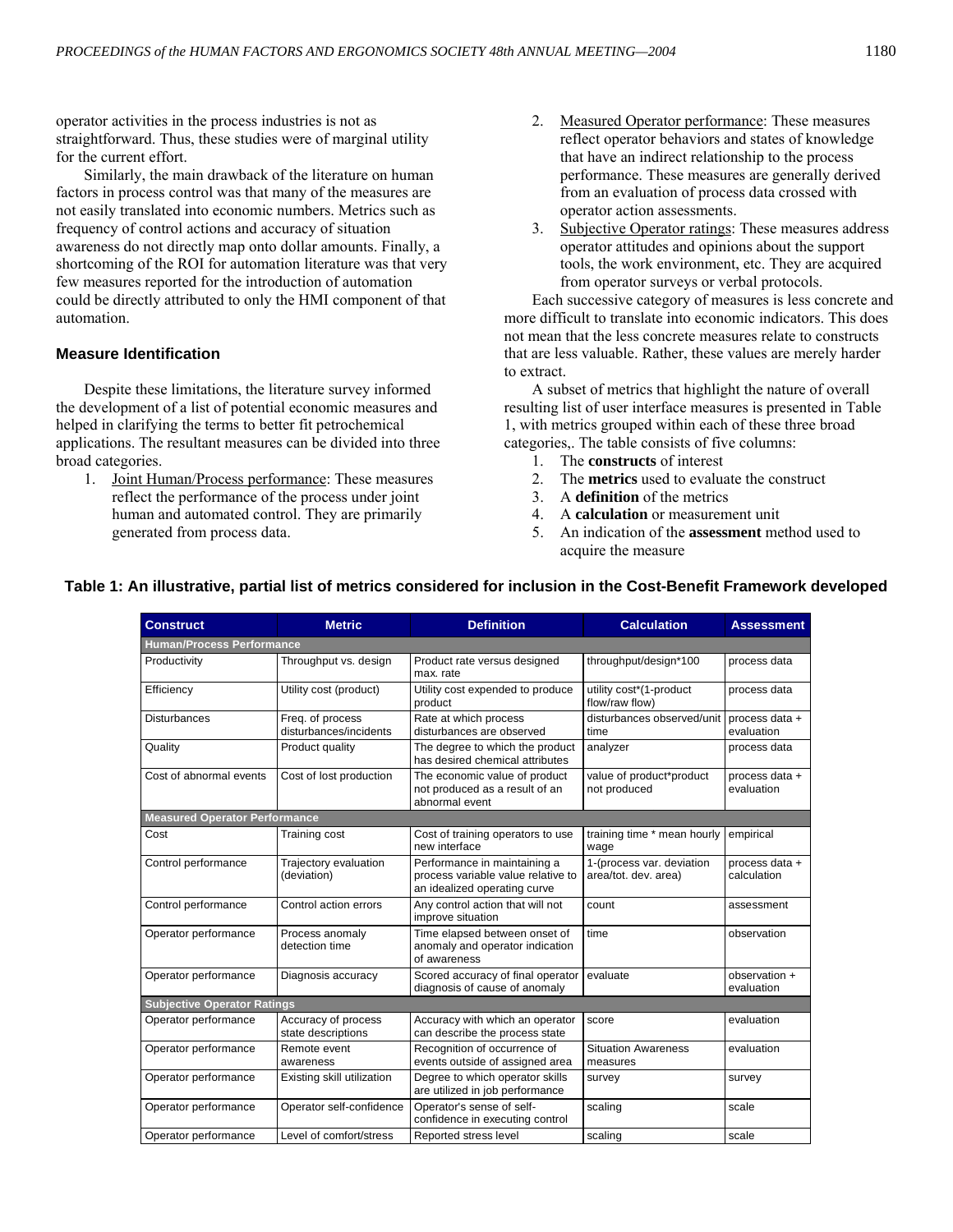operator activities in the process industries is not as straightforward. Thus, these studies were of marginal utility for the current effort.

Similarly, the main drawback of the literature on human factors in process control was that many of the measures are not easily translated into economic numbers. Metrics such as frequency of control actions and accuracy of situation awareness do not directly map onto dollar amounts. Finally, a shortcoming of the ROI for automation literature was that very few measures reported for the introduction of automation could be directly attributed to only the HMI component of that automation.

### Measure Identification

Despite these limitations, the literature survey informed the development of a list of potential economic measures and helped in clarifying the terms to better fit petrochemical applications. The resultant measures can be divided into three broad categories.

1. Joint Human/Process performance: These measures reflect the performance of the process under joint human and automated control. They are primarily generated from process data.
2. Measured Operator performance: These measures reflect operator behaviors and states of knowledge that have an indirect relationship to the process performance. These measures are generally derived from an evaluation of process data crossed with operator action assessments.
3. Subjective Operator ratings: These measures address operator attitudes and opinions about the support tools, the work environment, etc. They are acquired from operator surveys or verbal protocols.

Each successive category of measures is less concrete and more difficult to translate into economic indicators. This does not mean that the less concrete measures relate to constructs that are less valuable. Rather, these values are merely harder to extract.

A subset of metrics that highlight the nature of overall resulting list of user interface measures is presented in Table 1, with metrics grouped within each of these three broad categories,. The table consists of five columns:

1. The **constructs** of interest
2. The **metrics** used to evaluate the construct
3. A **definition** of the metrics
4. A **calculation** or measurement unit
5. An indication of the **assessment** method used to acquire the measure

**Table 1: An illustrative, partial list of metrics considered for inclusion in the Cost-Benefit Framework developed**

| Construct | Metric | Definition | Calculation | Assessment |
|---|---|---|---|---|
| **Human/Process Performance** | | | | |
| Productivity | Throughput vs. design | Product rate versus designed max. rate | throughput/design*100 | process data |
| Efficiency | Utility cost (product) | Utility cost expended to produce product | utility cost*(1-product flow/raw flow) | process data |
| Disturbances | Freq. of process disturbances/incidents | Rate at which process disturbances are observed | disturbances observed/unit time | process data + evaluation |
| Quality | Product quality | The degree to which the product has desired chemical attributes | analyzer | process data |
| Cost of abnormal events | Cost of lost production | The economic value of product not produced as a result of an abnormal event | value of product*product not produced | process data + evaluation |
| **Measured Operator Performance** | | | | |
| Cost | Training cost | Cost of training operators to use new interface | training time * mean hourly wage | empirical |
| Control performance | Trajectory evaluation (deviation) | Performance in maintaining a process variable value relative to an idealized operating curve | 1-(process var. deviation area/tot. dev. area) | process data + calculation |
| Control performance | Control action errors | Any control action that will not improve situation | count | assessment |
| Operator performance | Process anomaly detection time | Time elapsed between onset of anomaly and operator indication of awareness | time | observation |
| Operator performance | Diagnosis accuracy | Scored accuracy of final operator diagnosis of cause of anomaly | evaluate | observation + evaluation |
| **Subjective Operator Ratings** | | | | |
| Operator performance | Accuracy of process state descriptions | Accuracy with which an operator can describe the process state | score | evaluation |
| Operator performance | Remote event awareness | Recognition of occurrence of events outside of assigned area | Situation Awareness measures | evaluation |
| Operator performance | Existing skill utilization | Degree to which operator skills are utilized in job performance | survey | survey |
| Operator performance | Operator self-confidence | Operator's sense of self-confidence in executing control | scaling | scale |
| Operator performance | Level of comfort/stress | Reported stress level | scaling | scale |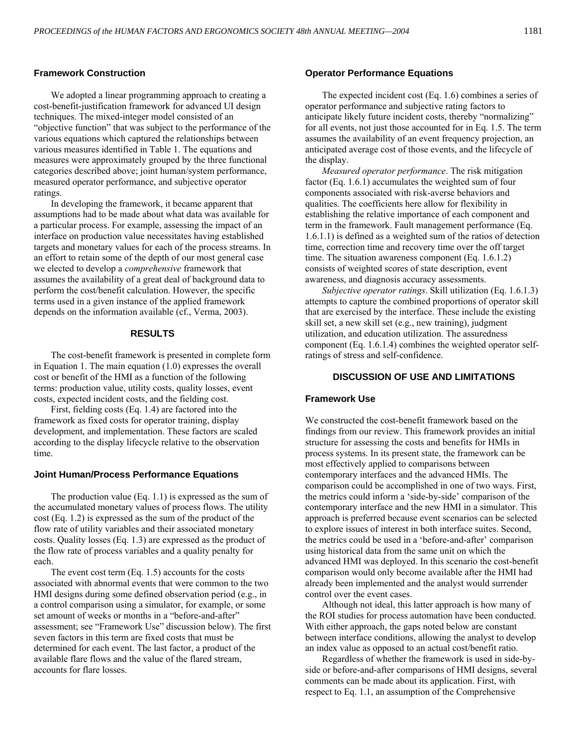### Framework Construction

We adopted a linear programming approach to creating a cost-benefit-justification framework for advanced UI design techniques. The mixed-integer model consisted of an "objective function" that was subject to the performance of the various equations which captured the relationships between various measures identified in Table 1. The equations and measures were approximately grouped by the three functional categories described above; joint human/system performance, measured operator performance, and subjective operator ratings.

In developing the framework, it became apparent that assumptions had to be made about what data was available for a particular process. For example, assessing the impact of an interface on production value necessitates having established targets and monetary values for each of the process streams. In an effort to retain some of the depth of our most general case we elected to develop a *comprehensive* framework that assumes the availability of a great deal of background data to perform the cost/benefit calculation. However, the specific terms used in a given instance of the applied framework depends on the information available (cf., Verma, 2003).

## RESULTS

The cost-benefit framework is presented in complete form in Equation 1. The main equation (1.0) expresses the overall cost or benefit of the HMI as a function of the following terms: production value, utility costs, quality losses, event costs, expected incident costs, and the fielding cost.

First, fielding costs (Eq. 1.4) are factored into the framework as fixed costs for operator training, display development, and implementation. These factors are scaled according to the display lifecycle relative to the observation time.

### Joint Human/Process Performance Equations

The production value (Eq. 1.1) is expressed as the sum of the accumulated monetary values of process flows. The utility cost (Eq. 1.2) is expressed as the sum of the product of the flow rate of utility variables and their associated monetary costs. Quality losses (Eq. 1.3) are expressed as the product of the flow rate of process variables and a quality penalty for each.

The event cost term (Eq. 1.5) accounts for the costs associated with abnormal events that were common to the two HMI designs during some defined observation period (e.g., in a control comparison using a simulator, for example, or some set amount of weeks or months in a "before-and-after" assessment; see "Framework Use" discussion below). The first seven factors in this term are fixed costs that must be determined for each event. The last factor, a product of the available flare flows and the value of the flared stream, accounts for flare losses.

### Operator Performance Equations

The expected incident cost (Eq. 1.6) combines a series of operator performance and subjective rating factors to anticipate likely future incident costs, thereby "normalizing" for all events, not just those accounted for in Eq. 1.5. The term assumes the availability of an event frequency projection, an anticipated average cost of those events, and the lifecycle of the display.

*Measured operator performance*. The risk mitigation factor (Eq. 1.6.1) accumulates the weighted sum of four components associated with risk-averse behaviors and qualities. The coefficients here allow for flexibility in establishing the relative importance of each component and term in the framework. Fault management performance (Eq. 1.6.1.1) is defined as a weighted sum of the ratios of detection time, correction time and recovery time over the off target time. The situation awareness component (Eq. 1.6.1.2) consists of weighted scores of state description, event awareness, and diagnosis accuracy assessments.

*Subjective operator ratings*. Skill utilization (Eq. 1.6.1.3) attempts to capture the combined proportions of operator skill that are exercised by the interface. These include the existing skill set, a new skill set (e.g., new training), judgment utilization, and education utilization. The assuredness component (Eq. 1.6.1.4) combines the weighted operator self-ratings of stress and self-confidence.

## DISCUSSION OF USE AND LIMITATIONS

### Framework Use

We constructed the cost-benefit framework based on the findings from our review. This framework provides an initial structure for assessing the costs and benefits for HMIs in process systems. In its present state, the framework can be most effectively applied to comparisons between contemporary interfaces and the advanced HMIs. The comparison could be accomplished in one of two ways. First, the metrics could inform a 'side-by-side' comparison of the contemporary interface and the new HMI in a simulator. This approach is preferred because event scenarios can be selected to explore issues of interest in both interface suites. Second, the metrics could be used in a 'before-and-after' comparison using historical data from the same unit on which the advanced HMI was deployed. In this scenario the cost-benefit comparison would only become available after the HMI had already been implemented and the analyst would surrender control over the event cases.

Although not ideal, this latter approach is how many of the ROI studies for process automation have been conducted. With either approach, the gaps noted below are constant between interface conditions, allowing the analyst to develop an index value as opposed to an actual cost/benefit ratio.

Regardless of whether the framework is used in side-by-side or before-and-after comparisons of HMI designs, several comments can be made about its application. First, with respect to Eq. 1.1, an assumption of the Comprehensive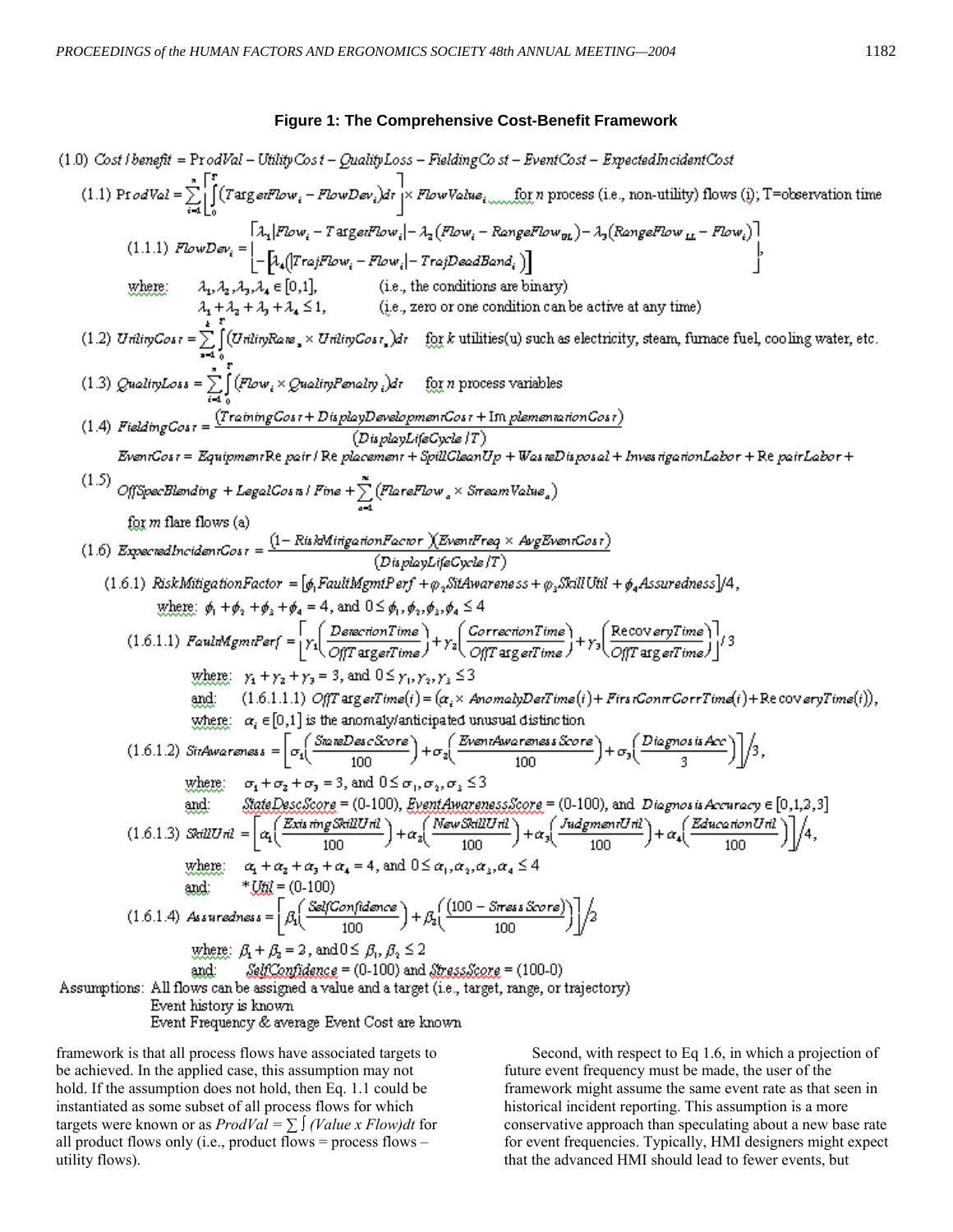**Figure 1: The Comprehensive Cost-Benefit Framework**

(1.0) $Cost/benefit = ProdVal - UtilityCost - QualityLoss - FieldingCost - EventCost - ExpectedIncidentCost$

(1.1) $ProdVal = \sum_{i=1}^{n}\left[\int_0^T (TargetFlow_i - FlowDev_i)d\tau\right] \times FlowValue_i$ for $n$ process (i.e., non-utility) flows (i); T=observation time

(1.1.1) $FlowDev_i = \begin{bmatrix} \lambda_1|Flow_i - TargetFlow_i| - \lambda_2(Flow_i - RangeFlow_{UL}) - \lambda_3(RangeFlow_{LL} - Flow_i) \\ -\left[\lambda_4(|TrajFlow_i - Flow_i| - TrajDeadBand_i)\right] \end{bmatrix}$,

where: $\lambda_1, \lambda_2, \lambda_3, \lambda_4 \in [0,1]$, (i.e., the conditions are binary)

$\lambda_1 + \lambda_2 + \lambda_3 + \lambda_4 \leq 1$, (i.e., zero or one condition can be active at any time)

(1.2) $UtilityCost = \sum_{u=1}^{k}\int_0^T (UtilityRate_u \times UtilityCost_u)d\tau$ for $k$ utilities(u) such as electricity, steam, furnace fuel, cooling water, etc.

(1.3) $QualityLoss = \sum_{i=1}^{n}\int_0^T (Flow_i \times QualityPenalty_i)d\tau$ for $n$ process variables

(1.4) $FieldingCost = \dfrac{(TrainingCost + DisplayDevelopmentCost + ImplementationCost)}{(DisplayLifeCycle/T)}$

(1.5) $EventCost = EquipmentRepair/Replacement + SpillCleanUp + WasteDisposal + InvestigationLabor + RepairLabor + OffSpecBlending + LegalCosts/Fine + \sum_{a=1}^{m}(FlareFlow_a \times StreamValue_a)$

for $m$ flare flows (a)

(1.6) $ExpectedIncidentCost = \dfrac{(1 - RiskMitigationFactor)(EventFreq \times AvgEventCost)}{(DisplayLifeCycle/T)}$

(1.6.1) $RiskMitigationFactor = [\phi_1 FaultMgmtPerf + \phi_2 SitAwareness + \phi_3 SkillUtil + \phi_4 Assuredness]/4$,

where: $\phi_1 + \phi_2 + \phi_3 + \phi_4 = 4$, and $0 \leq \phi_1, \phi_2, \phi_3, \phi_4 \leq 4$

(1.6.1.1) $FaultMgmtPerf = \left[\gamma_1\left(\dfrac{DetectionTime}{OffTargetTime}\right) + \gamma_2\left(\dfrac{CorrectionTime}{OffTargetTime}\right) + \gamma_3\left(\dfrac{RecoveryTime}{OffTargetTime}\right)\right]/3$

where: $\gamma_1 + \gamma_2 + \gamma_3 = 3$, and $0 \leq \gamma_1, \gamma_2, \gamma_3 \leq 3$

and: (1.6.1.1.1) $OffTargetTime(i) = (\alpha_i \times AnomalyDetTime(i) + FirstContrCorrTime(i) + RecoveryTime(i))$,

where: $\alpha_i \in [0,1]$ is the anomaly/anticipated unusual distinction

(1.6.1.2) $SitAwareness = \left[\sigma_1\left(\dfrac{StateDescScore}{100}\right) + \sigma_2\left(\dfrac{EventAwarenessScore}{100}\right) + \sigma_3\left(\dfrac{DiagnosisAcc}{3}\right)\right]/3$,

where: $\sigma_1 + \sigma_2 + \sigma_3 = 3$, and $0 \leq \sigma_1, \sigma_2, \sigma_3 \leq 3$

and: $StateDescScore$ = (0-100), $EventAwarenessScore$ = (0-100), and $DiagnosisAccuracy \in [0,1,2,3]$

(1.6.1.3) $SkillUtil = \left[\alpha_1\left(\dfrac{ExistingSkillUtil}{100}\right) + \alpha_2\left(\dfrac{NewSkillUtil}{100}\right) + \alpha_3\left(\dfrac{JudgmentUtil}{100}\right) + \alpha_4\left(\dfrac{EducationUtil}{100}\right)\right]/4$,

where: $\alpha_1 + \alpha_2 + \alpha_3 + \alpha_4 = 4$, and $0 \leq \alpha_1, \alpha_2, \alpha_3, \alpha_4 \leq 4$

and: $*Util$ = (0-100)

(1.6.1.4) $Assuredness = \left[\beta_1\left(\dfrac{SelfConfidence}{100}\right) + \beta_2\left(\dfrac{(100 - StressScore)}{100}\right)\right]/2$

where: $\beta_1 + \beta_2 = 2$, and $0 \leq \beta_1, \beta_2 \leq 2$

and: $SelfConfidence$ = (0-100) and $StressScore$ = (100-0)

Assumptions: All flows can be assigned a value and a target (i.e., target, range, or trajectory)
Event history is known
Event Frequency & average Event Cost are known

framework is that all process flows have associated targets to be achieved. In the applied case, this assumption may not hold. If the assumption does not hold, then Eq. 1.1 could be instantiated as some subset of all process flows for which targets were known or as $ProdVal = \sum\int (Value \times Flow)dt$ for all product flows only (i.e., product flows = process flows – utility flows).

Second, with respect to Eq 1.6, in which a projection of future event frequency must be made, the user of the framework might assume the same event rate as that seen in historical incident reporting. This assumption is a more conservative approach than speculating about a new base rate for event frequencies. Typically, HMI designers might expect that the advanced HMI should lead to fewer events, but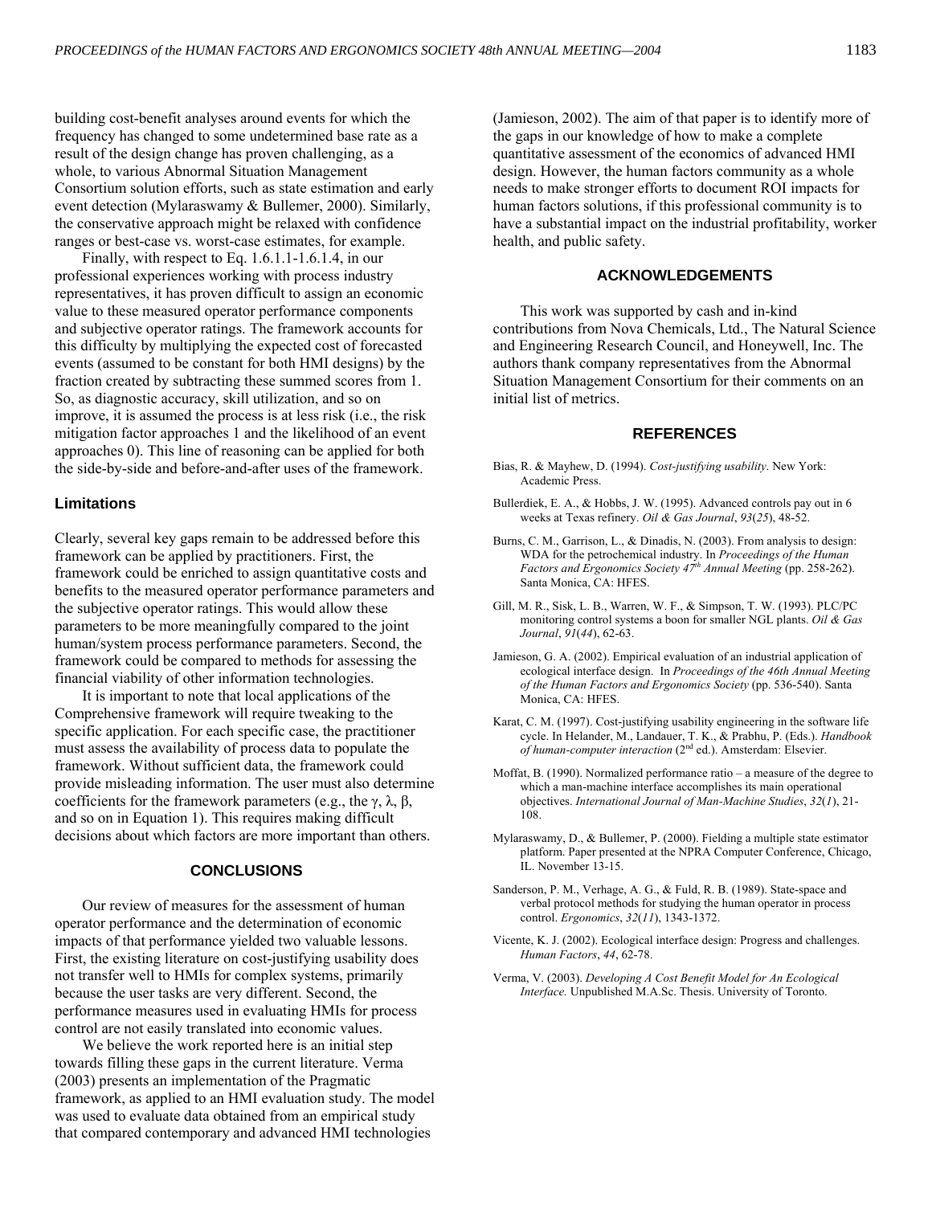building cost-benefit analyses around events for which the frequency has changed to some undetermined base rate as a result of the design change has proven challenging, as a whole, to various Abnormal Situation Management Consortium solution efforts, such as state estimation and early event detection (Mylaraswamy & Bullemer, 2000). Similarly, the conservative approach might be relaxed with confidence ranges or best-case vs. worst-case estimates, for example.

Finally, with respect to Eq. 1.6.1.1-1.6.1.4, in our professional experiences working with process industry representatives, it has proven difficult to assign an economic value to these measured operator performance components and subjective operator ratings. The framework accounts for this difficulty by multiplying the expected cost of forecasted events (assumed to be constant for both HMI designs) by the fraction created by subtracting these summed scores from 1. So, as diagnostic accuracy, skill utilization, and so on improve, it is assumed the process is at less risk (i.e., the risk mitigation factor approaches 1 and the likelihood of an event approaches 0). This line of reasoning can be applied for both the side-by-side and before-and-after uses of the framework.

### Limitations

Clearly, several key gaps remain to be addressed before this framework can be applied by practitioners. First, the framework could be enriched to assign quantitative costs and benefits to the measured operator performance parameters and the subjective operator ratings. This would allow these parameters to be more meaningfully compared to the joint human/system process performance parameters. Second, the framework could be compared to methods for assessing the financial viability of other information technologies.

It is important to note that local applications of the Comprehensive framework will require tweaking to the specific application. For each specific case, the practitioner must assess the availability of process data to populate the framework. Without sufficient data, the framework could provide misleading information. The user must also determine coefficients for the framework parameters (e.g., the $\gamma$, $\lambda$, $\beta$, and so on in Equation 1). This requires making difficult decisions about which factors are more important than others.

## CONCLUSIONS

Our review of measures for the assessment of human operator performance and the determination of economic impacts of that performance yielded two valuable lessons. First, the existing literature on cost-justifying usability does not transfer well to HMIs for complex systems, primarily because the user tasks are very different. Second, the performance measures used in evaluating HMIs for process control are not easily translated into economic values.

We believe the work reported here is an initial step towards filling these gaps in the current literature. Verma (2003) presents an implementation of the Pragmatic framework, as applied to an HMI evaluation study. The model was used to evaluate data obtained from an empirical study that compared contemporary and advanced HMI technologies (Jamieson, 2002). The aim of that paper is to identify more of the gaps in our knowledge of how to make a complete quantitative assessment of the economics of advanced HMI design. However, the human factors community as a whole needs to make stronger efforts to document ROI impacts for human factors solutions, if this professional community is to have a substantial impact on the industrial profitability, worker health, and public safety.

## ACKNOWLEDGEMENTS

This work was supported by cash and in-kind contributions from Nova Chemicals, Ltd., The Natural Science and Engineering Research Council, and Honeywell, Inc. The authors thank company representatives from the Abnormal Situation Management Consortium for their comments on an initial list of metrics.

## REFERENCES

Bias, R. & Mayhew, D. (1994). *Cost-justifying usability*. New York: Academic Press.

Bullerdiek, E. A., & Hobbs, J. W. (1995). Advanced controls pay out in 6 weeks at Texas refinery. *Oil & Gas Journal*, *93*(*25*), 48-52.

Burns, C. M., Garrison, L., & Dinadis, N. (2003). From analysis to design: WDA for the petrochemical industry. In *Proceedings of the Human Factors and Ergonomics Society 47th Annual Meeting* (pp. 258-262). Santa Monica, CA: HFES.

Gill, M. R., Sisk, L. B., Warren, W. F., & Simpson, T. W. (1993). PLC/PC monitoring control systems a boon for smaller NGL plants. *Oil & Gas Journal*, *91*(*44*), 62-63.

Jamieson, G. A. (2002). Empirical evaluation of an industrial application of ecological interface design. In *Proceedings of the 46th Annual Meeting of the Human Factors and Ergonomics Society* (pp. 536-540). Santa Monica, CA: HFES.

Karat, C. M. (1997). Cost-justifying usability engineering in the software life cycle. In Helander, M., Landauer, T. K., & Prabhu, P. (Eds.). *Handbook of human-computer interaction* (2nd ed.). Amsterdam: Elsevier.

Moffat, B. (1990). Normalized performance ratio – a measure of the degree to which a man-machine interface accomplishes its main operational objectives. *International Journal of Man-Machine Studies*, *32*(*1*), 21-108.

Mylaraswamy, D., & Bullemer, P. (2000). Fielding a multiple state estimator platform. Paper presented at the NPRA Computer Conference, Chicago, IL. November 13-15.

Sanderson, P. M., Verhage, A. G., & Fuld, R. B. (1989). State-space and verbal protocol methods for studying the human operator in process control. *Ergonomics*, *32*(*11*), 1343-1372.

Vicente, K. J. (2002). Ecological interface design: Progress and challenges. *Human Factors*, *44*, 62-78.

Verma, V. (2003). *Developing A Cost Benefit Model for An Ecological Interface.* Unpublished M.A.Sc. Thesis. University of Toronto.